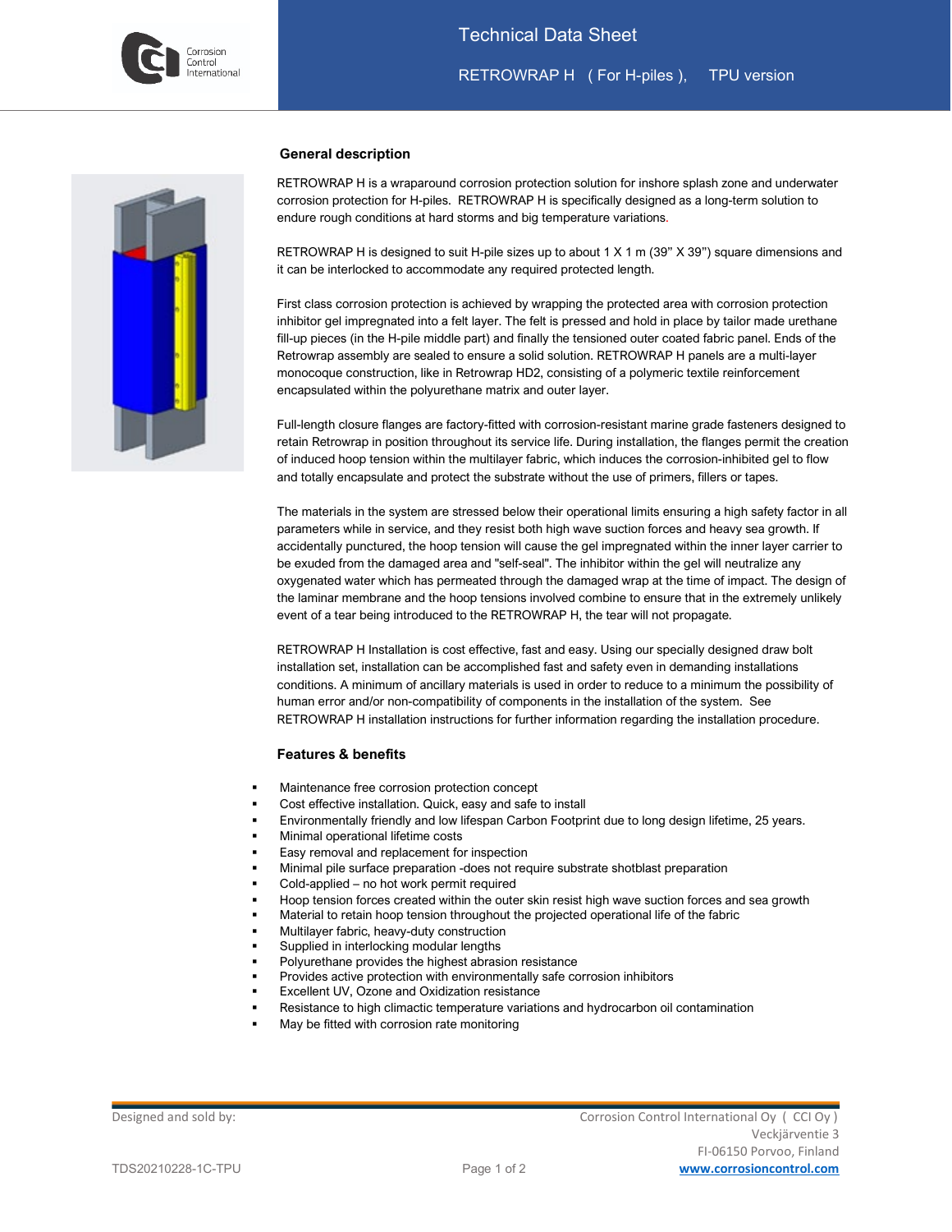# Technical Data Sheet

RETROWRAP H ( For H-piles ), TPU version

## General description

RETROWRAP H is a wraparound corrosion protection solution for inshore splash zone and underwater corrosion protection for H-piles. RETROWRAP H is specifically designed as a long-term solution to endure rough conditions at hard storms and big temperature variations.

RETROWRAP H is designed to suit H-pile sizes up to about 1 X 1 m (39” X 39”) square dimensions and it can be interlocked to accommodate any required protected length.

First class corrosion protection is achieved by wrapping the protected area with corrosion protection inhibitor gel impregnated into a felt layer. The felt is pressed and hold in place by tailor made urethane fill-up pieces (in the H-pile middle part) and finally the tensioned outer coated fabric panel. Ends of the Retrowrap assembly are sealed to ensure a solid solution. RETROWRAP H panels are a multi-layer monocoque construction, like in Retrowrap HD2, consisting of a polymeric textile reinforcement encapsulated within the polyurethane matrix and outer layer.

Full-length closure flanges are factory-fitted with corrosion-resistant marine grade fasteners designed to retain Retrowrap in position throughout its service life. During installation, the flanges permit the creation of induced hoop tension within the multilayer fabric, which induces the corrosion-inhibited gel to flow and totally encapsulate and protect the substrate without the use of primers, fillers or tapes.

The materials in the system are stressed below their operational limits ensuring a high safety factor in all parameters while in service, and they resist both high wave suction forces and heavy sea growth. If accidentally punctured, the hoop tension will cause the gel impregnated within the inner layer carrier to be exuded from the damaged area and "self-seal". The inhibitor within the gel will neutralize any oxygenated water which has permeated through the damaged wrap at the time of impact. The design of the laminar membrane and the hoop tensions involved combine to ensure that in the extremely unlikely event of a tear being introduced to the RETROWRAP H, the tear will not propagate.

RETROWRAP H Installation is cost effective, fast and easy. Using our specially designed draw bolt installation set, installation can be accomplished fast and safety even in demanding installations conditions. A minimum of ancillary materials is used in order to reduce to a minimum the possibility of human error and/or non-compatibility of components in the installation of the system. See RETROWRAP H installation instructions for further information regarding the installation procedure.

## Features & benefits

- Maintenance free corrosion protection concept
- Cost effective installation. Quick, easy and safe to install
- Environmentally friendly and low lifespan Carbon Footprint due to long design lifetime, 25 years.
- Minimal operational lifetime costs
- Easy removal and replacement for inspection
- Minimal pile surface preparation -does not require substrate shotblast preparation
- Cold-applied – no hot work permit required
- Hoop tension forces created within the outer skin resist high wave suction forces and sea growth
- Material to retain hoop tension throughout the projected operational life of the fabric
- Multilayer fabric, heavy-duty construction
- Supplied in interlocking modular lengths
- Polyurethane provides the highest abrasion resistance
- Provides active protection with environmentally safe corrosion inhibitors
- Excellent UV, Ozone and Oxidization resistance
- Resistance to high climactic temperature variations and hydrocarbon oil contamination
- May be fitted with corrosion rate monitoring

Designed and sold by: Corrosion Control International Oy ( CCI Oy ), Veckjärventie 3, FI-06150 Porvoo, Finland, www.corrosioncontrol.com

TDS20210228-1C-TPU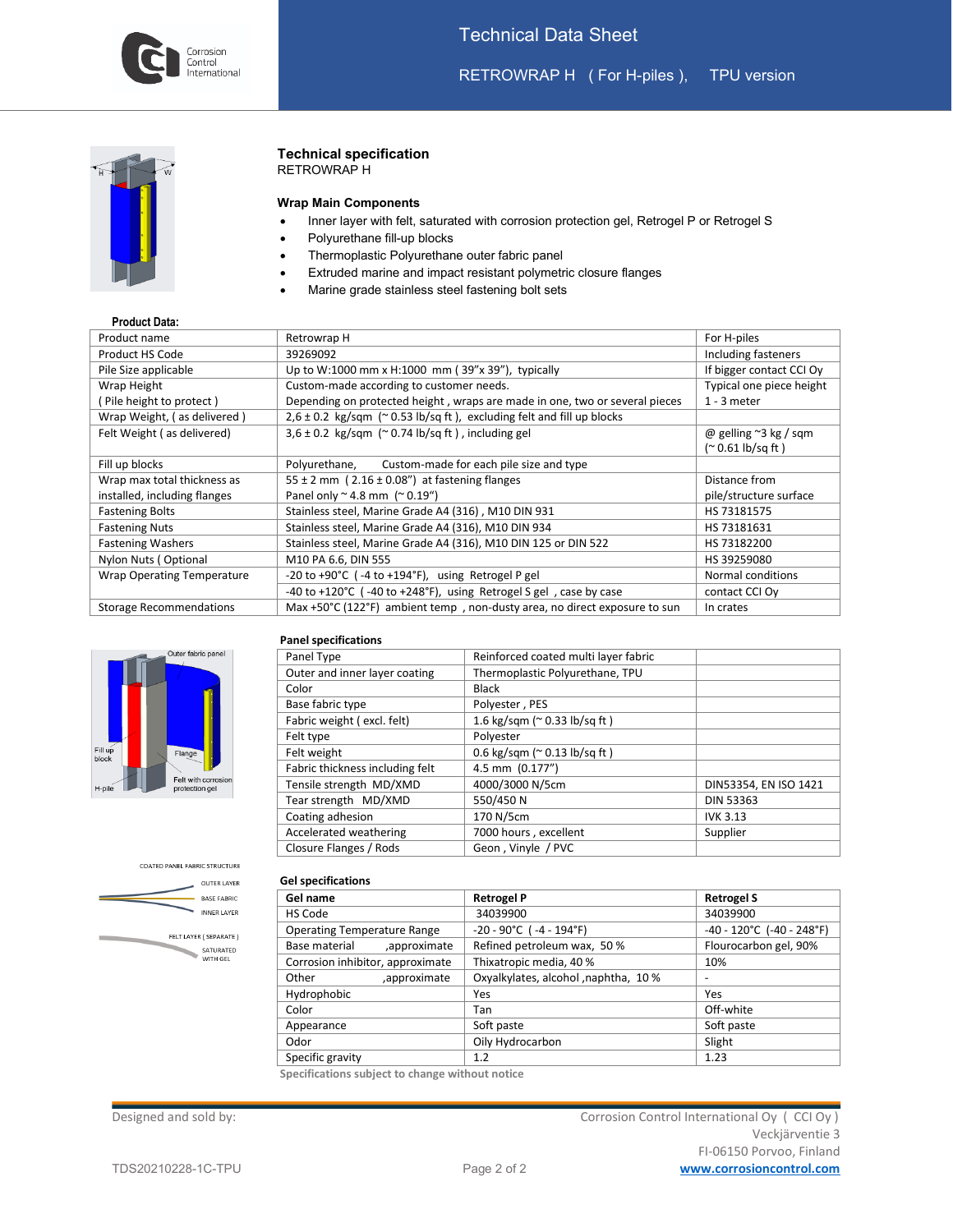# Technical Data Sheet

RETROWRAP H ( For H-piles ), TPU version

## Technical specification

RETROWRAP H

### Wrap Main Components

- Inner layer with felt, saturated with corrosion protection gel, Retrogel P or Retrogel S
- Polyurethane fill-up blocks
- Thermoplastic Polyurethane outer fabric panel
- Extruded marine and impact resistant polymetric closure flanges
- Marine grade stainless steel fastening bolt sets

**Product Data:**

| | | |
|---|---|---|
| Product name | Retrowrap H | For H-piles |
| Product HS Code | 39269092 | Including fasteners |
| Pile Size applicable | Up to W:1000 mm x H:1000 mm ( 39"x 39"), typically | If bigger contact CCI Oy |
| Wrap Height<br>( Pile height to protect ) | Custom-made according to customer needs.<br>Depending on protected height , wraps are made in one, two or several pieces | Typical one piece height<br>1 - 3 meter |
| Wrap Weight, ( as delivered ) | 2,6 ± 0.2 kg/sqm (~ 0.53 lb/sq ft ), excluding felt and fill up blocks | |
| Felt Weight ( as delivered) | 3,6 ± 0.2 kg/sqm (~ 0.74 lb/sq ft ) , including gel | @ gelling ~3 kg / sqm<br>(~ 0.61 lb/sq ft ) |
| Fill up blocks | Polyurethane, Custom-made for each pile size and type | |
| Wrap max total thickness as installed, including flanges | 55 ± 2 mm ( 2.16 ± 0.08") at fastening flanges<br>Panel only ~ 4.8 mm (~ 0.19") | Distance from pile/structure surface |
| Fastening Bolts | Stainless steel, Marine Grade A4 (316) , M10 DIN 931 | HS 73181575 |
| Fastening Nuts | Stainless steel, Marine Grade A4 (316), M10 DIN 934 | HS 73181631 |
| Fastening Washers | Stainless steel, Marine Grade A4 (316), M10 DIN 125 or DIN 522 | HS 73182200 |
| Nylon Nuts ( Optional | M10 PA 6.6, DIN 555 | HS 39259080 |
| Wrap Operating Temperature | -20 to +90°C ( -4 to +194°F), using Retrogel P gel<br>-40 to +120°C ( -40 to +248°F), using Retrogel S gel , case by case | Normal conditions<br>contact CCI Oy |
| Storage Recommendations | Max +50°C (122°F) ambient temp , non-dusty area, no direct exposure to sun | In crates |

Outer fabric panel

Fill up block

Flange

Felt with corrosion protection gel

H-pile

**Panel specifications**

| | | |
|---|---|---|
| Panel Type | Reinforced coated multi layer fabric | |
| Outer and inner layer coating | Thermoplastic Polyurethane, TPU | |
| Color | Black | |
| Base fabric type | Polyester , PES | |
| Fabric weight ( excl. felt) | 1.6 kg/sqm (~ 0.33 lb/sq ft ) | |
| Felt type | Polyester | |
| Felt weight | 0.6 kg/sqm (~ 0.13 lb/sq ft ) | |
| Fabric thickness including felt | 4.5 mm (0.177") | |
| Tensile strength MD/XMD | 4000/3000 N/5cm | DIN53354, EN ISO 1421 |
| Tear strength MD/XMD | 550/450 N | DIN 53363 |
| Coating adhesion | 170 N/5cm | IVK 3.13 |
| Accelerated weathering | 7000 hours , excellent | Supplier |
| Closure Flanges / Rods | Geon , Vinyle / PVC | |

COATED PANEL FABRIC STRUCTURE

OUTER LAYER

BASE FABRIC

INNER LAYER

FELT LAYER ( SEPARATE )

SATURATED WITH GEL

**Gel specifications**

| Gel name | Retrogel P | Retrogel S |
|---|---|---|
| HS Code | 34039900 | 34039900 |
| Operating Temperature Range | -20 - 90°C ( -4 - 194°F) | -40 - 120°C (-40 - 248°F) |
| Base material ,approximate | Refined petroleum wax, 50 % | Flourocarbon gel, 90% |
| Corrosion inhibitor, approximate | Thixatropic media, 40 % | 10% |
| Other ,approximate | Oxyalkylates, alcohol ,naphtha, 10 % | - |
| Hydrophobic | Yes | Yes |
| Color | Tan | Off-white |
| Appearance | Soft paste | Soft paste |
| Odor | Oily Hydrocarbon | Slight |
| Specific gravity | 1.2 | 1.23 |

Specifications subject to change without notice

Designed and sold by:

Corrosion Control International Oy ( CCI Oy )
Veckjärventie 3
FI-06150 Porvoo, Finland
www.corrosioncontrol.com

TDS20210228-1C-TPU